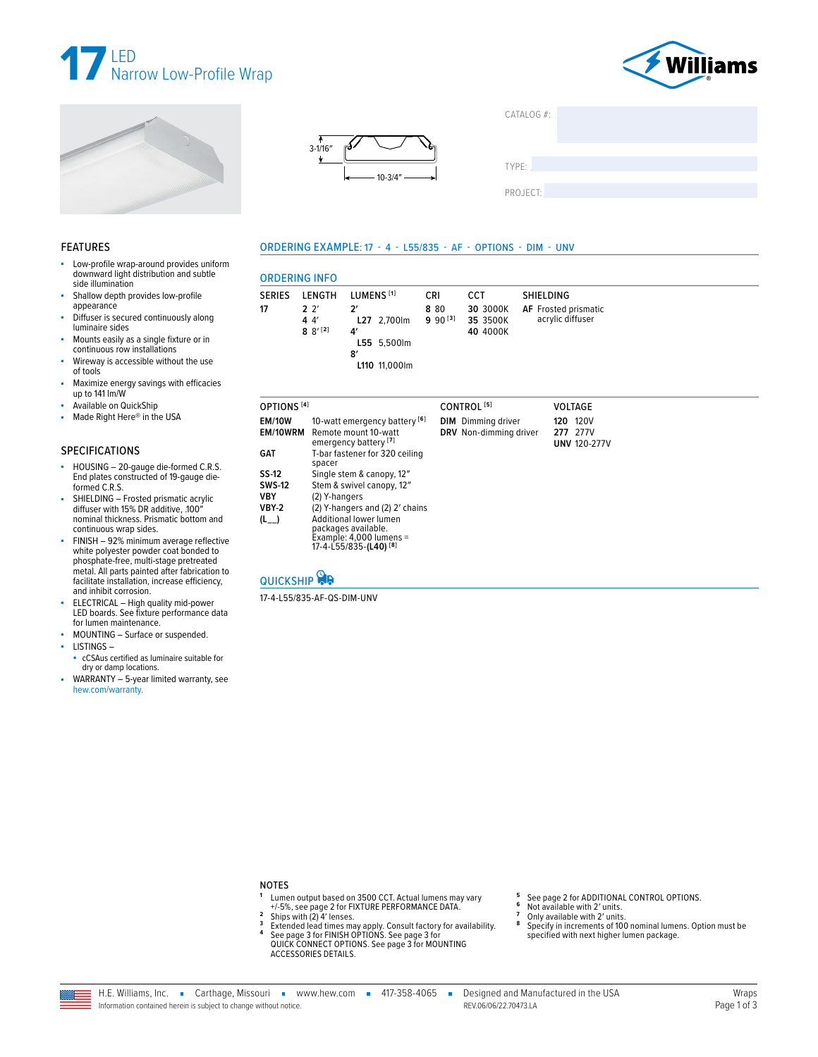# 17 LED Narrow Low-Profile Wrap

3-1/16″

10-3/4″

CATALOG #:

TYPE:

PROJECT:

## FEATURES

- Low-profile wrap-around provides uniform downward light distribution and subtle side illumination
- Shallow depth provides low-profile appearance
- Diffuser is secured continuously along luminaire sides
- Mounts easily as a single fixture or in continuous row installations
- Wireway is accessible without the use of tools
- Maximize energy savings with efficacies up to 141 lm/W
- Available on QuickShip
- Made Right Here® in the USA

## SPECIFICATIONS

- HOUSING – 20-gauge die-formed C.R.S. End plates constructed of 19-gauge die-formed C.R.S.
- SHIELDING – Frosted prismatic acrylic diffuser with 15% DR additive, .100″ nominal thickness. Prismatic bottom and continuous wrap sides.
- FINISH – 92% minimum average reflective white polyester powder coat bonded to phosphate-free, multi-stage pretreated metal. All parts painted after fabrication to facilitate installation, increase efficiency, and inhibit corrosion.
- ELECTRICAL – High quality mid-power LED boards. See fixture performance data for lumen maintenance.
- MOUNTING – Surface or suspended.
- LISTINGS –
  - cCSAus certified as luminaire suitable for dry or damp locations.
- WARRANTY – 5-year limited warranty, see hew.com/warranty.

## ORDERING EXAMPLE: 17 - 4 - L55/835 - AF - OPTIONS - DIM - UNV

## ORDERING INFO

| SERIES | LENGTH | LUMENS [1] | CRI | CCT | SHIELDING |
|---|---|---|---|---|---|
| **17** | **2** 2′<br>**4** 4′<br>**8** 8′ [2] | **2′**<br>**L27** 2,700lm<br>**4′**<br>**L55** 5,500lm<br>**8′**<br>**L110** 11,000lm | **8** 80<br>**9** 90 [3] | **30** 3000K<br>**35** 3500K<br>**40** 4000K | **AF** Frosted prismatic acrylic diffuser |

| OPTIONS [4] | | CONTROL [5] | VOLTAGE |
|---|---|---|---|
| **EM/10W** | 10-watt emergency battery [6] | **DIM** Dimming driver | **120** 120V |
| **EM/10WRM** | Remote mount 10-watt emergency battery [7] | **DRV** Non-dimming driver | **277** 277V |
| **GAT** | T-bar fastener for 320 ceiling spacer | | **UNV** 120-277V |
| **SS-12** | Single stem & canopy, 12″ | | |
| **SWS-12** | Stem & swivel canopy, 12″ | | |
| **VBY** | (2) Y-hangers | | |
| **VBY-2** | (2) Y-hangers and (2) 2′ chains | | |
| **(L__)** | Additional lower lumen packages available. Example: 4,000 lumens = 17-4-L55/835-**(L40)** [8] | | |

## QUICKSHIP

17-4-L55/835-AF-QS-DIM-UNV

## NOTES

1. Lumen output based on 3500 CCT. Actual lumens may vary +/-5%, see page 2 for FIXTURE PERFORMANCE DATA.
2. Ships with (2) 4′ lenses.
3. Extended lead times may apply. Consult factory for availability.
4. See page 3 for FINISH OPTIONS. See page 3 for QUICK CONNECT OPTIONS. See page 3 for MOUNTING ACCESSORIES DETAILS.
5. See page 2 for ADDITIONAL CONTROL OPTIONS.
6. Not available with 2′ units.
7. Only available with 2′ units.
8. Specify in increments of 100 nominal lumens. Option must be specified with next higher lumen package.

H.E. Williams, Inc. ▪ Carthage, Missouri ▪ www.hew.com ▪ 417-358-4065 ▪ Designed and Manufactured in the USA

Information contained herein is subject to change without notice. REV.06/06/22.70473.LA

Wraps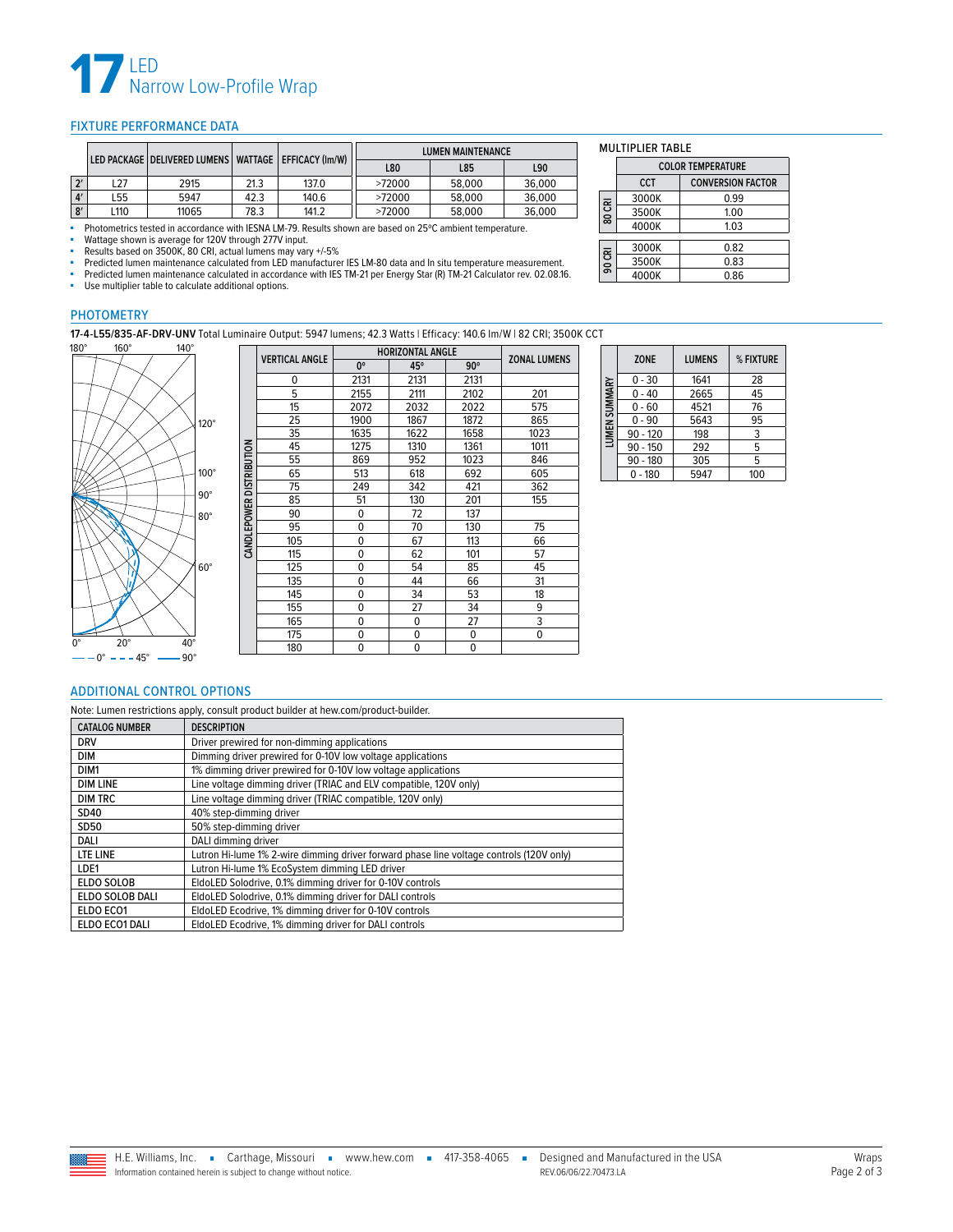# 17 LED Narrow Low-Profile Wrap

## FIXTURE PERFORMANCE DATA

| | LED PACKAGE | DELIVERED LUMENS | WATTAGE | EFFICACY (lm/W) | LUMEN MAINTENANCE | | |
|---|---|---|---|---|---|---|---|
| | | | | | L80 | L85 | L90 |
| 2' | L27 | 2915 | 21.3 | 137.0 | >72000 | 58,000 | 36,000 |
| 4' | L55 | 5947 | 42.3 | 140.6 | >72000 | 58,000 | 36,000 |
| 8' | L110 | 11065 | 78.3 | 141.2 | >72000 | 58,000 | 36,000 |

- Photometrics tested in accordance with IESNA LM-79. Results shown are based on 25°C ambient temperature.
- Wattage shown is average for 120V through 277V input.
- Results based on 3500K, 80 CRI, actual lumens may vary +/-5%
- Predicted lumen maintenance calculated from LED manufacturer IES LM-80 data and In situ temperature measurement.
- Predicted lumen maintenance calculated in accordance with IES TM-21 per Energy Star (R) TM-21 Calculator rev. 02.08.16.
- Use multiplier table to calculate additional options.

### MULTIPLIER TABLE

| | COLOR TEMPERATURE | |
|---|---|---|
| | CCT | CONVERSION FACTOR |
| 80 CRI | 3000K | 0.99 |
| 80 CRI | 3500K | 1.00 |
| 80 CRI | 4000K | 1.03 |
| 90 CRI | 3000K | 0.82 |
| 90 CRI | 3500K | 0.83 |
| 90 CRI | 4000K | 0.86 |

## PHOTOMETRY

**17-4-L55/835-AF-DRV-UNV** Total Luminaire Output: 5947 lumens; 42.3 Watts | Efficacy: 140.6 lm/W | 82 CRI; 3500K CCT

— — 0° - - - 45° —— 90°

**CANDLEPOWER DISTRIBUTION**

| VERTICAL ANGLE | HORIZONTAL ANGLE | | | ZONAL LUMENS |
|---|---|---|---|---|
| | 0° | 45° | 90° | |
| 0 | 2131 | 2131 | 2131 | |
| 5 | 2155 | 2111 | 2102 | 201 |
| 15 | 2072 | 2032 | 2022 | 575 |
| 25 | 1900 | 1867 | 1872 | 865 |
| 35 | 1635 | 1622 | 1658 | 1023 |
| 45 | 1275 | 1310 | 1361 | 1011 |
| 55 | 869 | 952 | 1023 | 846 |
| 65 | 513 | 618 | 692 | 605 |
| 75 | 249 | 342 | 421 | 362 |
| 85 | 51 | 130 | 201 | 155 |
| 90 | 0 | 72 | 137 | |
| 95 | 0 | 70 | 130 | 75 |
| 105 | 0 | 67 | 113 | 66 |
| 115 | 0 | 62 | 101 | 57 |
| 125 | 0 | 54 | 85 | 45 |
| 135 | 0 | 44 | 66 | 31 |
| 145 | 0 | 34 | 53 | 18 |
| 155 | 0 | 27 | 34 | 9 |
| 165 | 0 | 0 | 27 | 3 |
| 175 | 0 | 0 | 0 | 0 |
| 180 | 0 | 0 | 0 | |

**LUMEN SUMMARY**

| ZONE | LUMENS | % FIXTURE |
|---|---|---|
| 0 - 30 | 1641 | 28 |
| 0 - 40 | 2665 | 45 |
| 0 - 60 | 4521 | 76 |
| 0 - 90 | 5643 | 95 |
| 90 - 120 | 198 | 3 |
| 90 - 150 | 292 | 5 |
| 90 - 180 | 305 | 5 |
| 0 - 180 | 5947 | 100 |

## ADDITIONAL CONTROL OPTIONS

Note: Lumen restrictions apply, consult product builder at hew.com/product-builder.

| CATALOG NUMBER | DESCRIPTION |
|---|---|
| DRV | Driver prewired for non-dimming applications |
| DIM | Dimming driver prewired for 0-10V low voltage applications |
| DIM1 | 1% dimming driver prewired for 0-10V low voltage applications |
| DIM LINE | Line voltage dimming driver (TRIAC and ELV compatible, 120V only) |
| DIM TRC | Line voltage dimming driver (TRIAC compatible, 120V only) |
| SD40 | 40% step-dimming driver |
| SD50 | 50% step-dimming driver |
| DALI | DALI dimming driver |
| LTE LINE | Lutron Hi-lume 1% 2-wire dimming driver forward phase line voltage controls (120V only) |
| LDE1 | Lutron Hi-lume 1% EcoSystem dimming LED driver |
| ELDO SOLOB | EldoLED Solodrive, 0.1% dimming driver for 0-10V controls |
| ELDO SOLOB DALI | EldoLED Solodrive, 0.1% dimming driver for DALI controls |
| ELDO ECO1 | EldoLED Ecodrive, 1% dimming driver for 0-10V controls |
| ELDO ECO1 DALI | EldoLED Ecodrive, 1% dimming driver for DALI controls |

H.E. Williams, Inc. ▪ Carthage, Missouri ▪ www.hew.com ▪ 417-358-4065 ▪ Designed and Manufactured in the USA

Information contained herein is subject to change without notice. REV.06/06/22.70473.LA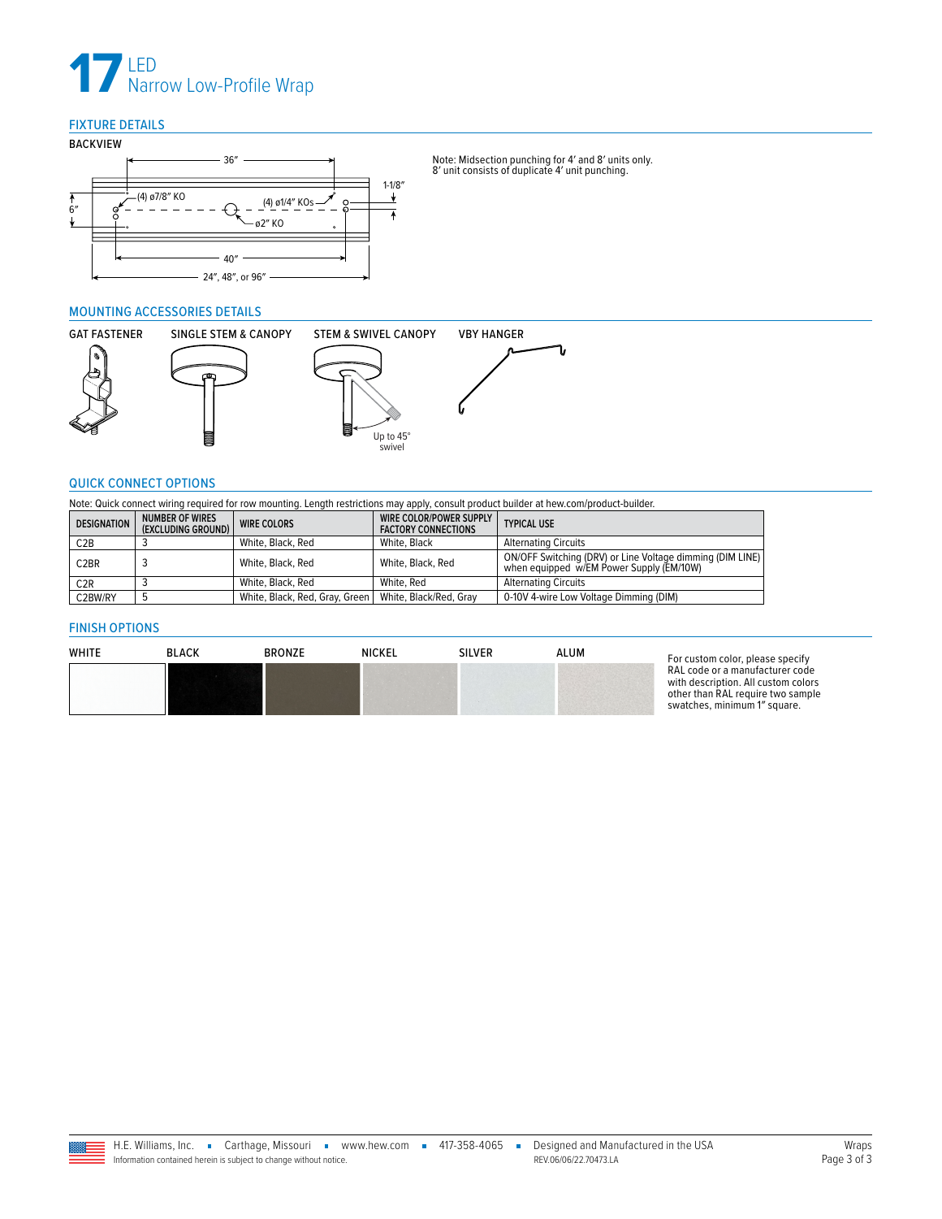# 17 LED Narrow Low-Profile Wrap

## FIXTURE DETAILS

### BACKVIEW

36″

(4) ø7/8″ KO

(4) ø1/4″ KOs

ø2″ KO

6″

1-1/8″

40″

24″, 48″, or 96″

Note: Midsection punching for 4′ and 8′ units only.
8′ unit consists of duplicate 4′ unit punching.

## MOUNTING ACCESSORIES DETAILS

GAT FASTENER

SINGLE STEM & CANOPY

STEM & SWIVEL CANOPY

Up to 45° swivel

VBY HANGER

## QUICK CONNECT OPTIONS

Note: Quick connect wiring required for row mounting. Length restrictions may apply, consult product builder at hew.com/product-builder.

| DESIGNATION | NUMBER OF WIRES (EXCLUDING GROUND) | WIRE COLORS | WIRE COLOR/POWER SUPPLY FACTORY CONNECTIONS | TYPICAL USE |
|---|---|---|---|---|
| C2B | 3 | White, Black, Red | White, Black | Alternating Circuits |
| C2BR | 3 | White, Black, Red | White, Black, Red | ON/OFF Switching (DRV) or Line Voltage dimming (DIM LINE) when equipped w/EM Power Supply (EM/10W) |
| C2R | 3 | White, Black, Red | White, Red | Alternating Circuits |
| C2BW/RY | 5 | White, Black, Red, Gray, Green | White, Black/Red, Gray | 0-10V 4-wire Low Voltage Dimming (DIM) |

## FINISH OPTIONS

WHITE

BLACK

BRONZE

NICKEL

SILVER

ALUM

For custom color, please specify RAL code or a manufacturer code with description. All custom colors other than RAL require two sample swatches, minimum 1″ square.

H.E. Williams, Inc. ▪ Carthage, Missouri ▪ www.hew.com ▪ 417-358-4065 ▪ Designed and Manufactured in the USA

Information contained herein is subject to change without notice.

REV.06/06/22.70473.LA